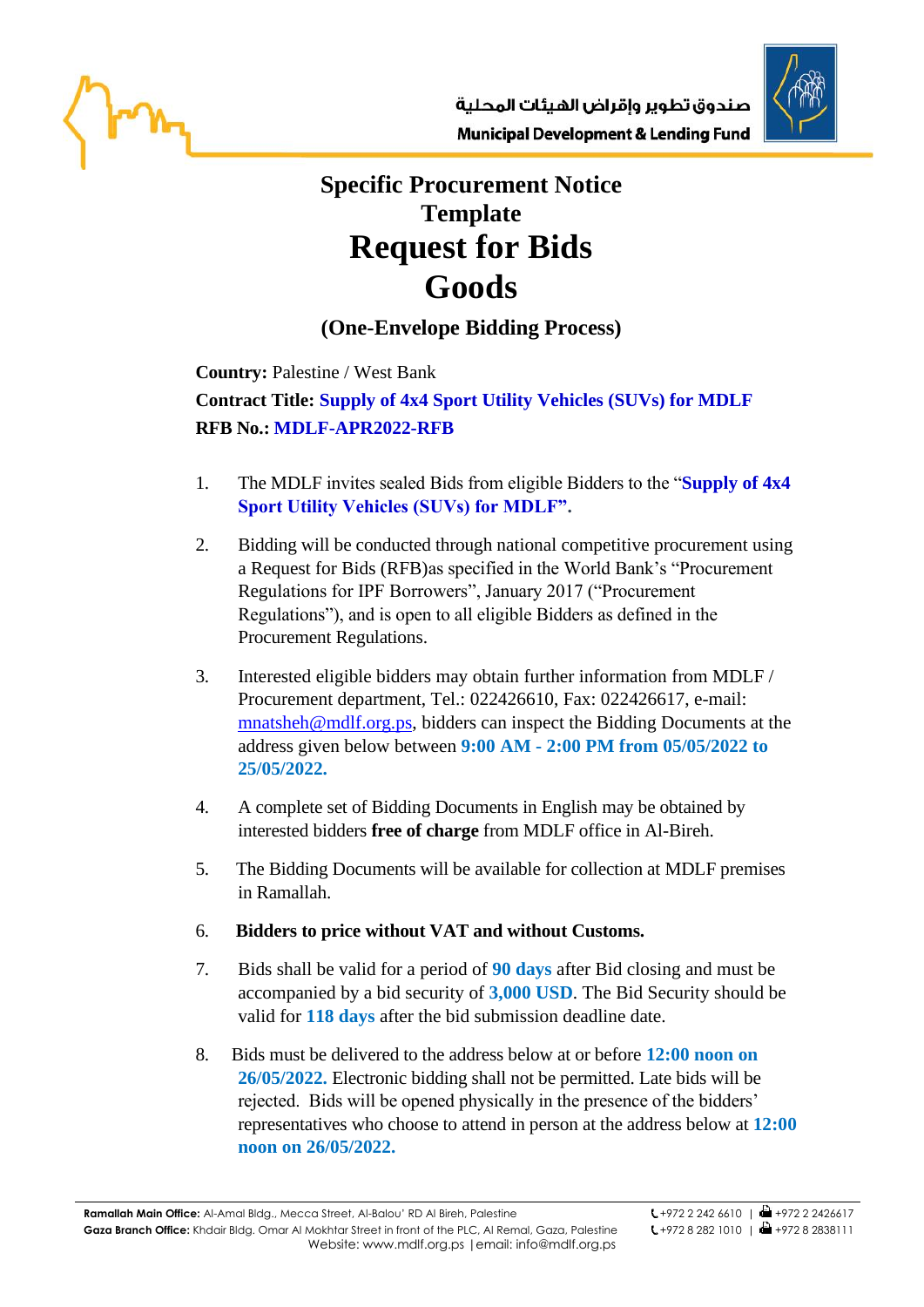# Specific Procurement Notice
## Template
# Request for Bids
# Goods
### (One-Envelope Bidding Process)

**Country:** Palestine / West Bank
**Contract Title:** **Supply of 4x4 Sport Utility Vehicles (SUVs) for MDLF**
**RFB No.:** **MDLF-APR2022-RFB**

1. The MDLF invites sealed Bids from eligible Bidders to the "**Supply of 4x4 Sport Utility Vehicles (SUVs) for MDLF".**

2. Bidding will be conducted through national competitive procurement using a Request for Bids (RFB)as specified in the World Bank's "Procurement Regulations for IPF Borrowers", January 2017 ("Procurement Regulations"), and is open to all eligible Bidders as defined in the Procurement Regulations.

3. Interested eligible bidders may obtain further information from MDLF / Procurement department, Tel.: 022426610, Fax: 022426617, e-mail: mnatsheh@mdlf.org.ps, bidders can inspect the Bidding Documents at the address given below between **9:00 AM - 2:00 PM from 05/05/2022 to 25/05/2022.**

4. A complete set of Bidding Documents in English may be obtained by interested bidders **free of charge** from MDLF office in Al-Bireh.

5. The Bidding Documents will be available for collection at MDLF premises in Ramallah.

6. **Bidders to price without VAT and without Customs.**

7. Bids shall be valid for a period of **90 days** after Bid closing and must be accompanied by a bid security of **3,000 USD**. The Bid Security should be valid for **118 days** after the bid submission deadline date.

8. Bids must be delivered to the address below at or before **12:00 noon on 26/05/2022.** Electronic bidding shall not be permitted. Late bids will be rejected. Bids will be opened physically in the presence of the bidders' representatives who choose to attend in person at the address below at **12:00 noon on 26/05/2022.**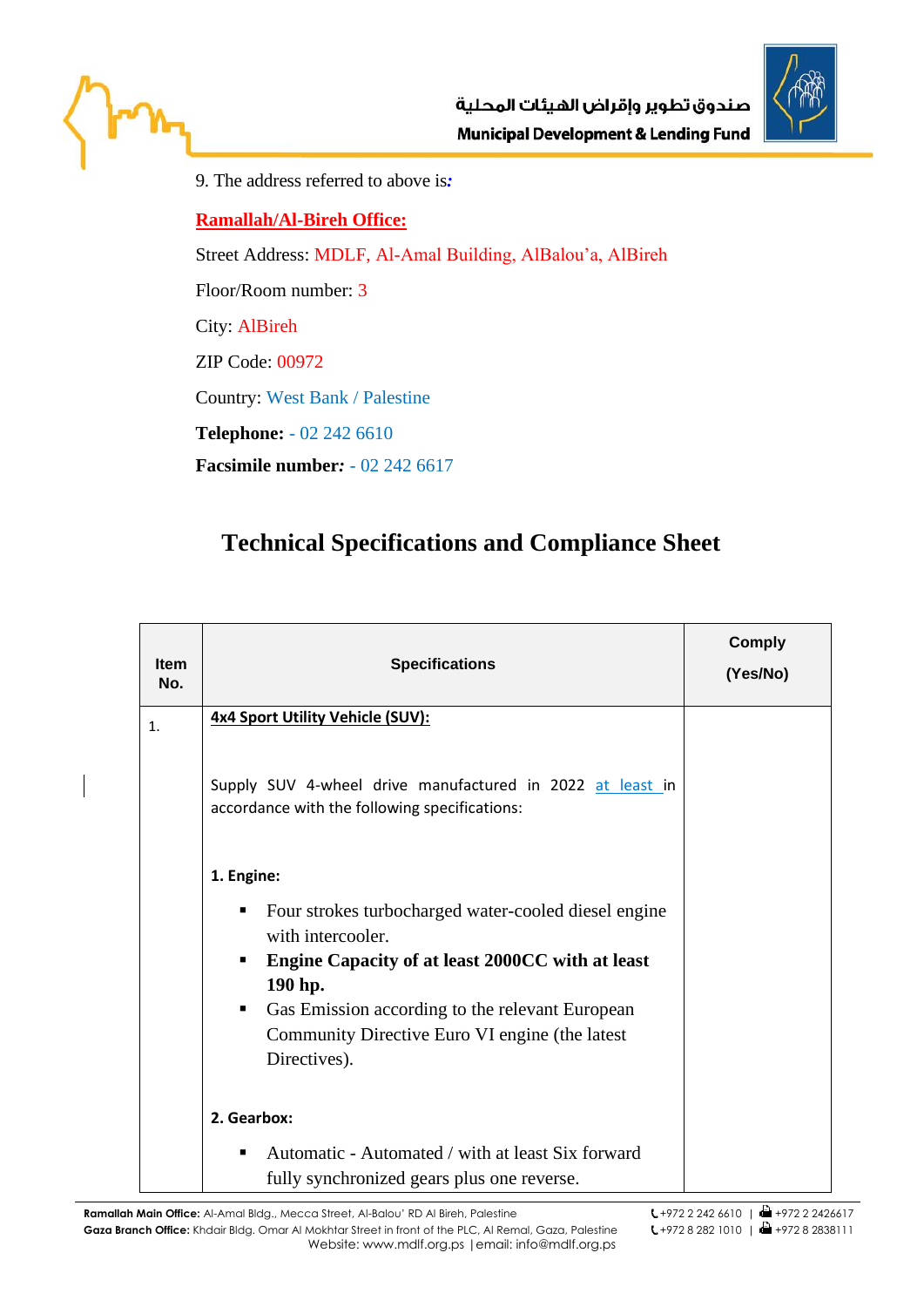9. The address referred to above is:

**Ramallah/Al-Bireh Office:**

Street Address: MDLF, Al-Amal Building, AlBalou'a, AlBireh

Floor/Room number: 3

City: AlBireh

ZIP Code: 00972

Country: West Bank / Palestine

**Telephone:** - 02 242 6610

**Facsimile number:** - 02 242 6617

## Technical Specifications and Compliance Sheet

| Item No. | Specifications | Comply (Yes/No) |
|---|---|---|
| 1. | **4x4 Sport Utility Vehicle (SUV):**<br><br>Supply SUV 4-wheel drive manufactured in 2022 at least in accordance with the following specifications:<br><br>**1. Engine:**<br>▪ Four strokes turbocharged water-cooled diesel engine with intercooler.<br>▪ **Engine Capacity of at least 2000CC with at least 190 hp.**<br>▪ Gas Emission according to the relevant European Community Directive Euro VI engine (the latest Directives).<br><br>**2. Gearbox:**<br>▪ Automatic - Automated / with at least Six forward fully synchronized gears plus one reverse. | |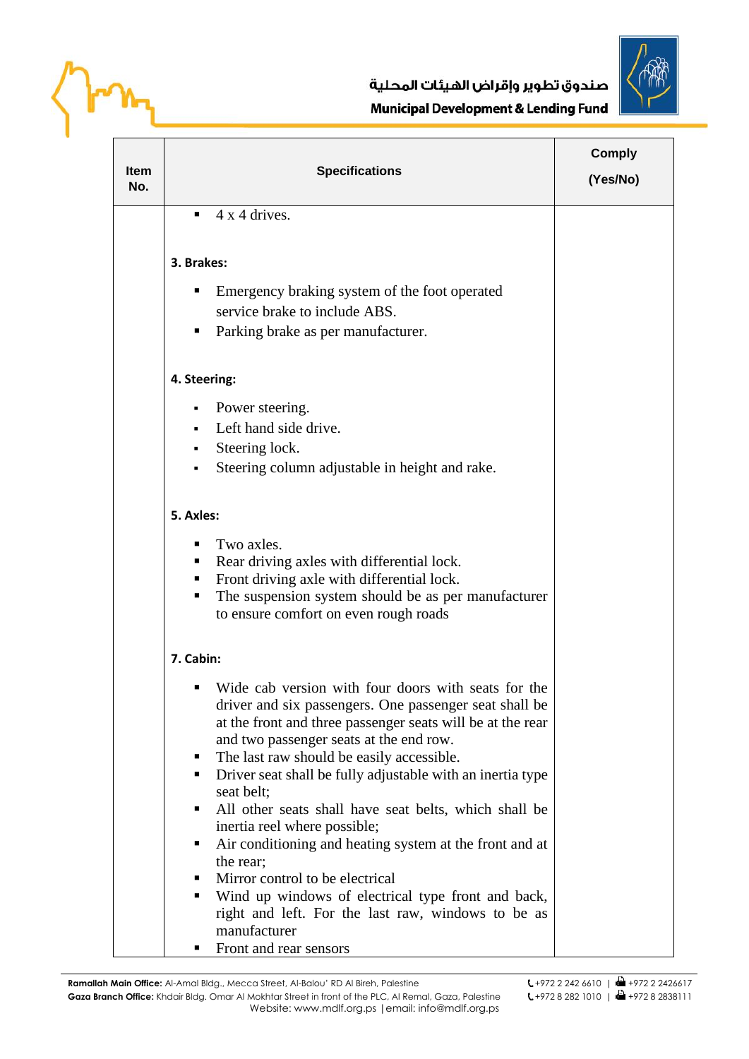| Item No. | Specifications | Comply (Yes/No) |
|---|---|---|
| | ▪ 4 x 4 drives.<br><br>**3. Brakes:**<br>▪ Emergency braking system of the foot operated service brake to include ABS.<br>▪ Parking brake as per manufacturer.<br><br>**4. Steering:**<br>▪ Power steering.<br>▪ Left hand side drive.<br>▪ Steering lock.<br>▪ Steering column adjustable in height and rake.<br><br>**5. Axles:**<br>▪ Two axles.<br>▪ Rear driving axles with differential lock.<br>▪ Front driving axle with differential lock.<br>▪ The suspension system should be as per manufacturer to ensure comfort on even rough roads<br><br>**7. Cabin:**<br>▪ Wide cab version with four doors with seats for the driver and six passengers. One passenger seat shall be at the front and three passenger seats will be at the rear and two passenger seats at the end row.<br>▪ The last raw should be easily accessible.<br>▪ Driver seat shall be fully adjustable with an inertia type seat belt;<br>▪ All other seats shall have seat belts, which shall be inertia reel where possible;<br>▪ Air conditioning and heating system at the front and at the rear;<br>▪ Mirror control to be electrical<br>▪ Wind up windows of electrical type front and back, right and left. For the last raw, windows to be as manufacturer<br>▪ Front and rear sensors | |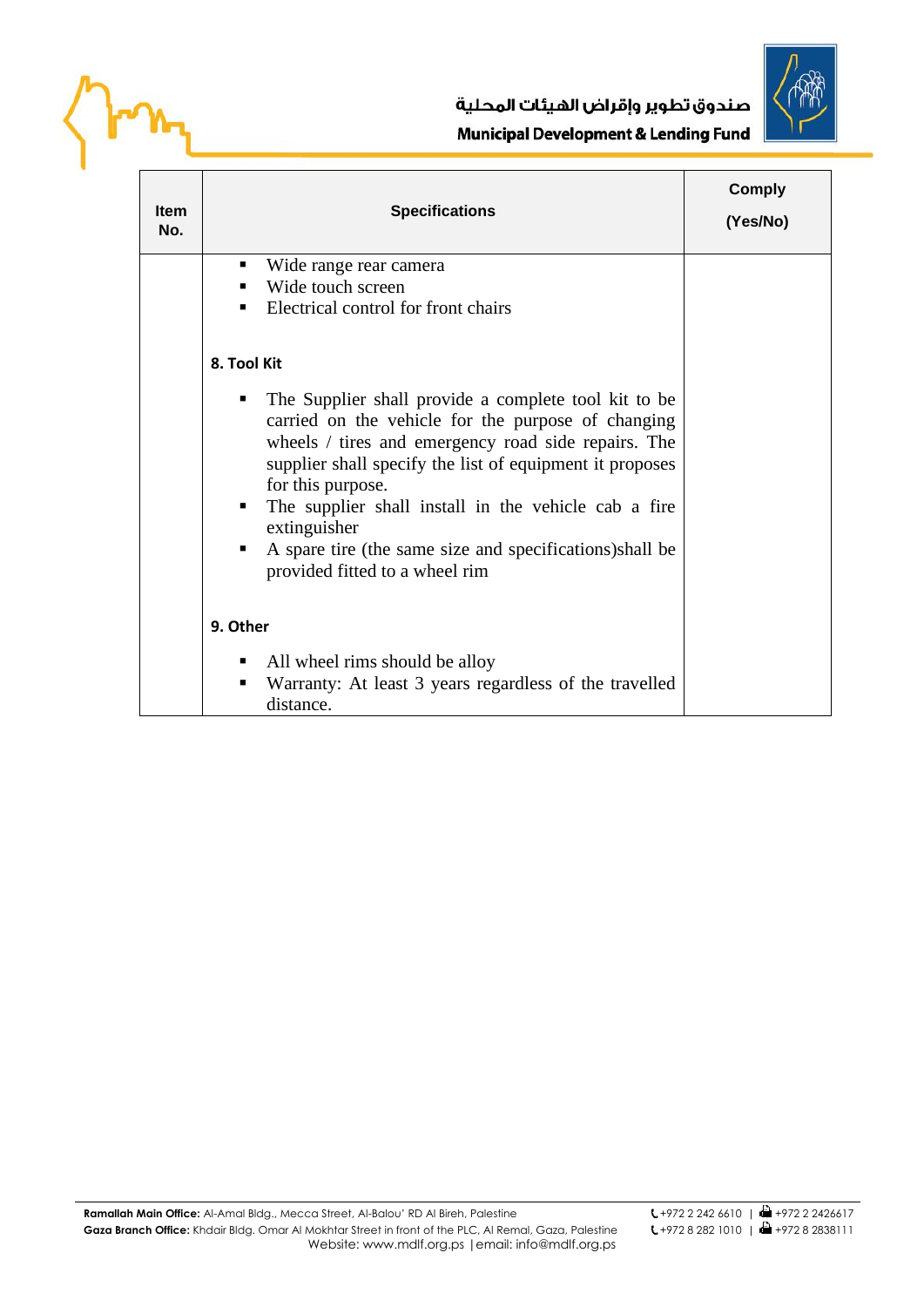| Item No. | Specifications | Comply (Yes/No) |
|---|---|---|
| | ▪ Wide range rear camera<br>▪ Wide touch screen<br>▪ Electrical control for front chairs<br><br>**8. Tool Kit**<br><br>▪ The Supplier shall provide a complete tool kit to be carried on the vehicle for the purpose of changing wheels / tires and emergency road side repairs. The supplier shall specify the list of equipment it proposes for this purpose.<br>▪ The supplier shall install in the vehicle cab a fire extinguisher<br>▪ A spare tire (the same size and specifications)shall be provided fitted to a wheel rim<br><br>**9. Other**<br><br>▪ All wheel rims should be alloy<br>▪ Warranty: At least 3 years regardless of the travelled distance. | |